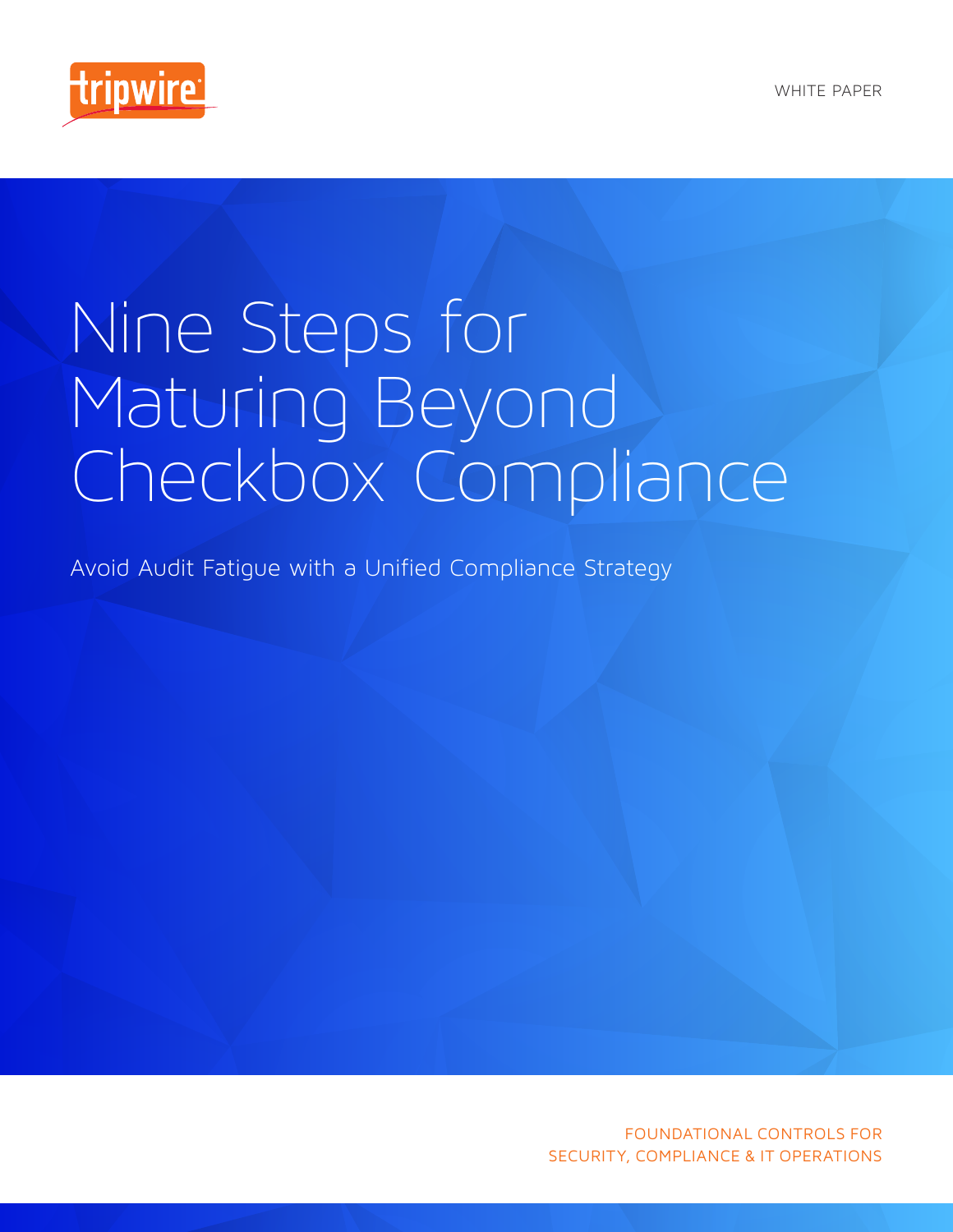WHITE PAPER

# Nine Steps for Maturing Beyond Checkbox Compliance

Avoid Audit Fatigue with a Unified Compliance Strategy

FOUNDATIONAL CONTROLS FOR
SECURITY, COMPLIANCE & IT OPERATIONS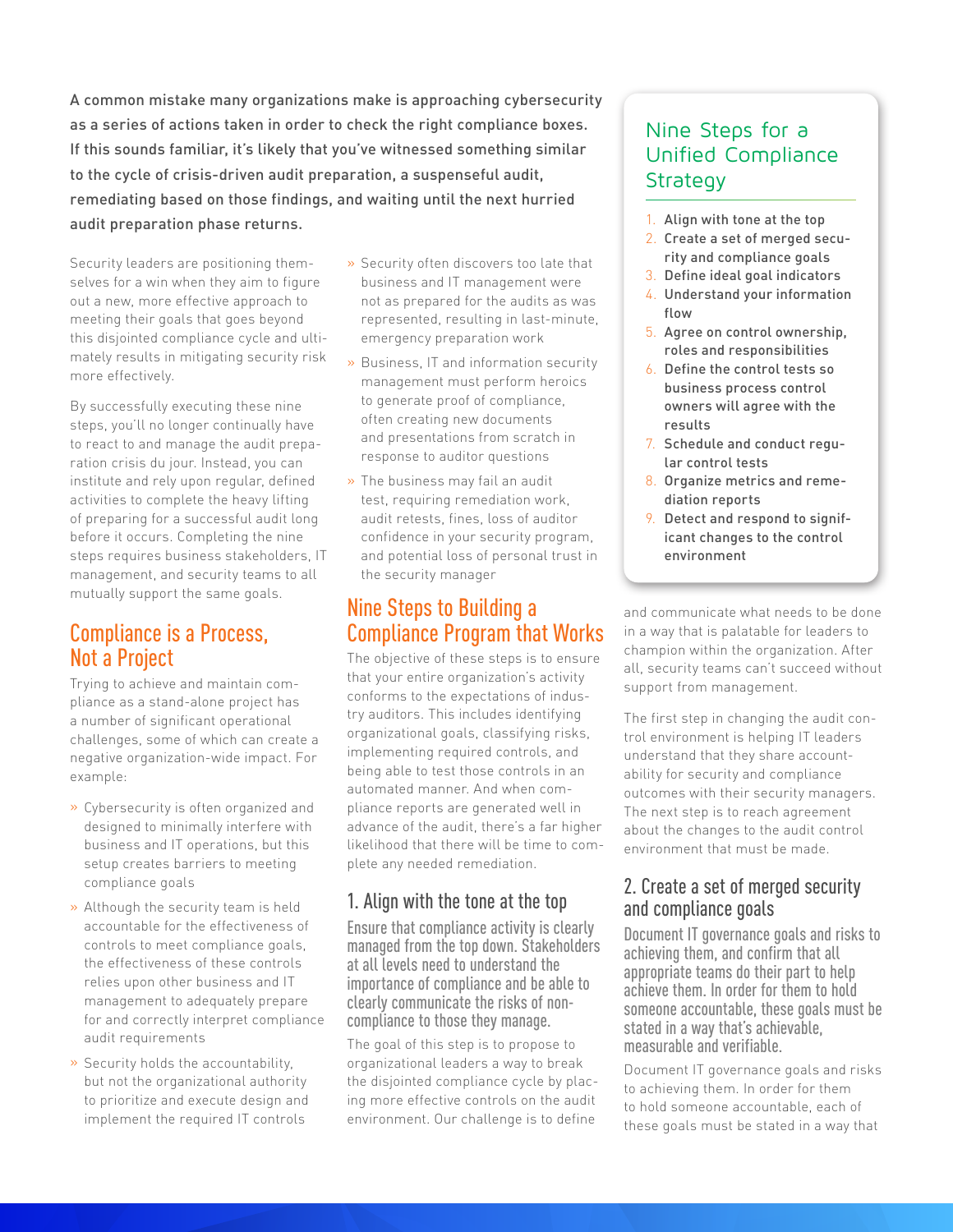**A common mistake many organizations make is approaching cybersecurity as a series of actions taken in order to check the right compliance boxes. If this sounds familiar, it's likely that you've witnessed something similar to the cycle of crisis-driven audit preparation, a suspenseful audit, remediating based on those findings, and waiting until the next hurried audit preparation phase returns.**

Security leaders are positioning themselves for a win when they aim to figure out a new, more effective approach to meeting their goals that goes beyond this disjointed compliance cycle and ultimately results in mitigating security risk more effectively.

By successfully executing these nine steps, you'll no longer continually have to react to and manage the audit preparation crisis du jour. Instead, you can institute and rely upon regular, defined activities to complete the heavy lifting of preparing for a successful audit long before it occurs. Completing the nine steps requires business stakeholders, IT management, and security teams to all mutually support the same goals.

## Compliance is a Process, Not a Project

Trying to achieve and maintain compliance as a stand-alone project has a number of significant operational challenges, some of which can create a negative organization-wide impact. For example:

- Cybersecurity is often organized and designed to minimally interfere with business and IT operations, but this setup creates barriers to meeting compliance goals
- Although the security team is held accountable for the effectiveness of controls to meet compliance goals, the effectiveness of these controls relies upon other business and IT management to adequately prepare for and correctly interpret compliance audit requirements
- Security holds the accountability, but not the organizational authority to prioritize and execute design and implement the required IT controls
- Security often discovers too late that business and IT management were not as prepared for the audits as was represented, resulting in last-minute, emergency preparation work
- Business, IT and information security management must perform heroics to generate proof of compliance, often creating new documents and presentations from scratch in response to auditor questions
- The business may fail an audit test, requiring remediation work, audit retests, fines, loss of auditor confidence in your security program, and potential loss of personal trust in the security manager

## Nine Steps to Building a Compliance Program that Works

The objective of these steps is to ensure that your entire organization's activity conforms to the expectations of industry auditors. This includes identifying organizational goals, classifying risks, implementing required controls, and being able to test those controls in an automated manner. And when compliance reports are generated well in advance of the audit, there's a far higher likelihood that there will be time to complete any needed remediation.

### 1. Align with the tone at the top

Ensure that compliance activity is clearly managed from the top down. Stakeholders at all levels need to understand the importance of compliance and be able to clearly communicate the risks of non-compliance to those they manage.

The goal of this step is to propose to organizational leaders a way to break the disjointed compliance cycle by placing more effective controls on the audit environment. Our challenge is to define and communicate what needs to be done in a way that is palatable for leaders to champion within the organization. After all, security teams can't succeed without support from management.

The first step in changing the audit control environment is helping IT leaders understand that they share accountability for security and compliance outcomes with their security managers. The next step is to reach agreement about the changes to the audit control environment that must be made.

> ## Nine Steps for a Unified Compliance Strategy
>
> 1. **Align with tone at the top**
> 2. **Create a set of merged security and compliance goals**
> 3. **Define ideal goal indicators**
> 4. **Understand your information flow**
> 5. **Agree on control ownership, roles and responsibilities**
> 6. **Define the control tests so business process control owners will agree with the results**
> 7. **Schedule and conduct regular control tests**
> 8. **Organize metrics and remediation reports**
> 9. **Detect and respond to significant changes to the control environment**

### 2. Create a set of merged security and compliance goals

Document IT governance goals and risks to achieving them, and confirm that all appropriate teams do their part to help achieve them. In order for them to hold someone accountable, these goals must be stated in a way that's achievable, measurable and verifiable.

Document IT governance goals and risks to achieving them. In order for them to hold someone accountable, each of these goals must be stated in a way that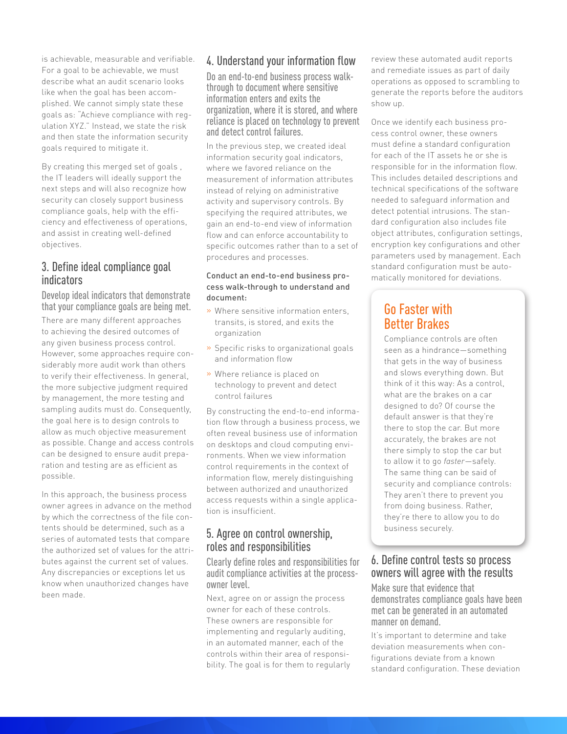is achievable, measurable and verifiable. For a goal to be achievable, we must describe what an audit scenario looks like when the goal has been accomplished. We cannot simply state these goals as: "Achieve compliance with regulation XYZ." Instead, we state the risk and then state the information security goals required to mitigate it.

By creating this merged set of goals , the IT leaders will ideally support the next steps and will also recognize how security can closely support business compliance goals, help with the efficiency and effectiveness of operations, and assist in creating well-defined objectives.

## 3. Define ideal compliance goal indicators

### Develop ideal indicators that demonstrate that your compliance goals are being met.

There are many different approaches to achieving the desired outcomes of any given business process control. However, some approaches require considerably more audit work than others to verify their effectiveness. In general, the more subjective judgment required by management, the more testing and sampling audits must do. Consequently, the goal here is to design controls to allow as much objective measurement as possible. Change and access controls can be designed to ensure audit preparation and testing are as efficient as possible.

In this approach, the business process owner agrees in advance on the method by which the correctness of the file contents should be determined, such as a series of automated tests that compare the authorized set of values for the attributes against the current set of values. Any discrepancies or exceptions let us know when unauthorized changes have been made.

## 4. Understand your information flow

### Do an end-to-end business process walk-through to document where sensitive information enters and exits the organization, where it is stored, and where reliance is placed on technology to prevent and detect control failures.

In the previous step, we created ideal information security goal indicators, where we favored reliance on the measurement of information attributes instead of relying on administrative activity and supervisory controls. By specifying the required attributes, we gain an end-to-end view of information flow and can enforce accountability to specific outcomes rather than to a set of procedures and processes.

**Conduct an end-to-end business process walk-through to understand and document:**

- Where sensitive information enters, transits, is stored, and exits the organization
- Specific risks to organizational goals and information flow
- Where reliance is placed on technology to prevent and detect control failures

By constructing the end-to-end information flow through a business process, we often reveal business use of information on desktops and cloud computing environments. When we view information control requirements in the context of information flow, merely distinguishing between authorized and unauthorized access requests within a single application is insufficient.

## 5. Agree on control ownership, roles and responsibilities

### Clearly define roles and responsibilities for audit compliance activities at the process-owner level.

Next, agree on or assign the process owner for each of these controls. These owners are responsible for implementing and regularly auditing, in an automated manner, each of the controls within their area of responsibility. The goal is for them to regularly review these automated audit reports and remediate issues as part of daily operations as opposed to scrambling to generate the reports before the auditors show up.

Once we identify each business process control owner, these owners must define a standard configuration for each of the IT assets he or she is responsible for in the information flow. This includes detailed descriptions and technical specifications of the software needed to safeguard information and detect potential intrusions. The standard configuration also includes file object attributes, configuration settings, encryption key configurations and other parameters used by management. Each standard configuration must be automatically monitored for deviations.

### Go Faster with Better Brakes

Compliance controls are often seen as a hindrance—something that gets in the way of business and slows everything down. But think of it this way: As a control, what are the brakes on a car designed to do? Of course the default answer is that they're there to stop the car. But more accurately, the brakes are not there simply to stop the car but to allow it to go *faster*—safely. The same thing can be said of security and compliance controls: They aren't there to prevent you from doing business. Rather, they're there to allow you to do business securely.

## 6. Define control tests so process owners will agree with the results

### Make sure that evidence that demonstrates compliance goals have been met can be generated in an automated manner on demand.

It's important to determine and take deviation measurements when configurations deviate from a known standard configuration. These deviation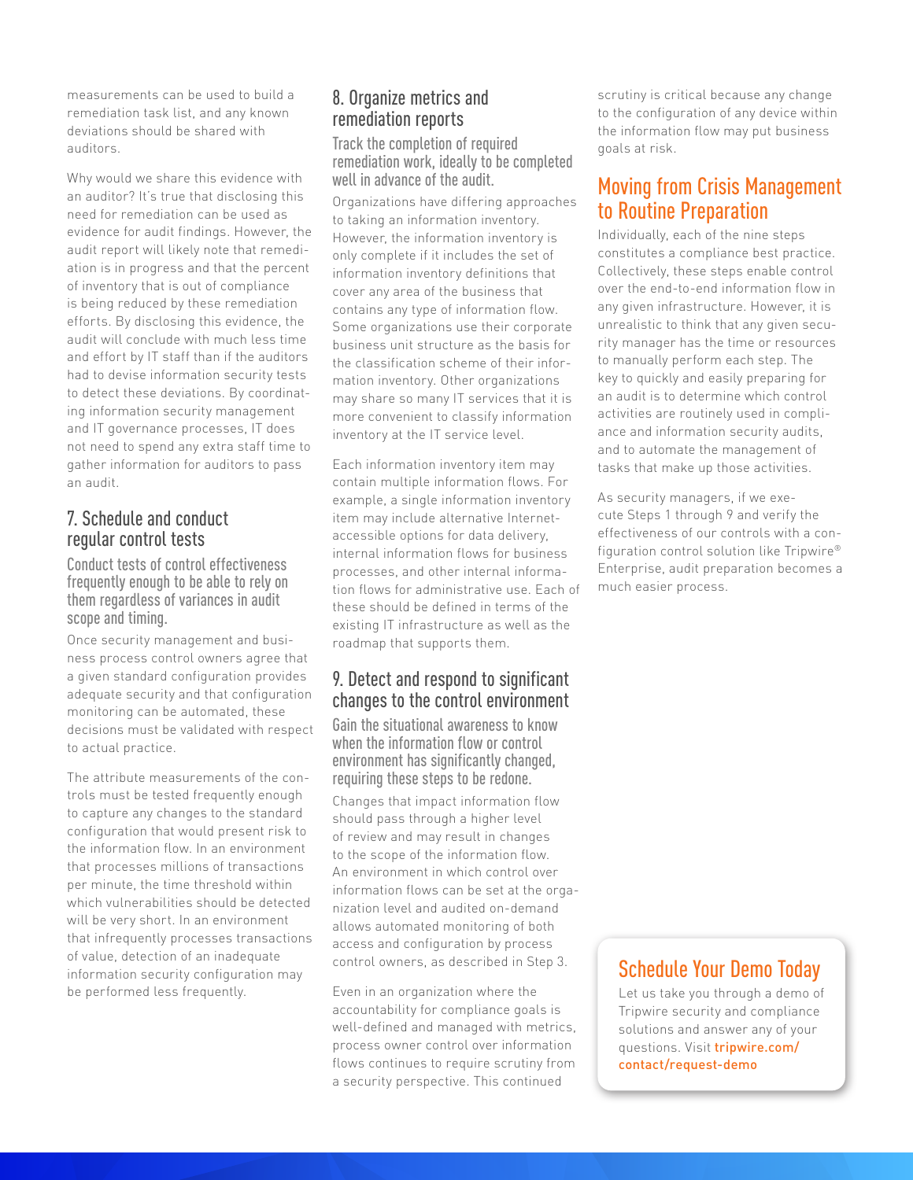measurements can be used to build a remediation task list, and any known deviations should be shared with auditors.

Why would we share this evidence with an auditor? It's true that disclosing this need for remediation can be used as evidence for audit findings. However, the audit report will likely note that remediation is in progress and that the percent of inventory that is out of compliance is being reduced by these remediation efforts. By disclosing this evidence, the audit will conclude with much less time and effort by IT staff than if the auditors had to devise information security tests to detect these deviations. By coordinating information security management and IT governance processes, IT does not need to spend any extra staff time to gather information for auditors to pass an audit.

## 7. Schedule and conduct regular control tests

### Conduct tests of control effectiveness frequently enough to be able to rely on them regardless of variances in audit scope and timing.

Once security management and business process control owners agree that a given standard configuration provides adequate security and that configuration monitoring can be automated, these decisions must be validated with respect to actual practice.

The attribute measurements of the controls must be tested frequently enough to capture any changes to the standard configuration that would present risk to the information flow. In an environment that processes millions of transactions per minute, the time threshold within which vulnerabilities should be detected will be very short. In an environment that infrequently processes transactions of value, detection of an inadequate information security configuration may be performed less frequently.

## 8. Organize metrics and remediation reports

### Track the completion of required remediation work, ideally to be completed well in advance of the audit.

Organizations have differing approaches to taking an information inventory. However, the information inventory is only complete if it includes the set of information inventory definitions that cover any area of the business that contains any type of information flow. Some organizations use their corporate business unit structure as the basis for the classification scheme of their information inventory. Other organizations may share so many IT services that it is more convenient to classify information inventory at the IT service level.

Each information inventory item may contain multiple information flows. For example, a single information inventory item may include alternative Internet-accessible options for data delivery, internal information flows for business processes, and other internal information flows for administrative use. Each of these should be defined in terms of the existing IT infrastructure as well as the roadmap that supports them.

## 9. Detect and respond to significant changes to the control environment

### Gain the situational awareness to know when the information flow or control environment has significantly changed, requiring these steps to be redone.

Changes that impact information flow should pass through a higher level of review and may result in changes to the scope of the information flow. An environment in which control over information flows can be set at the organization level and audited on-demand allows automated monitoring of both access and configuration by process control owners, as described in Step 3.

Even in an organization where the accountability for compliance goals is well-defined and managed with metrics, process owner control over information flows continues to require scrutiny from a security perspective. This continued scrutiny is critical because any change to the configuration of any device within the information flow may put business goals at risk.

## Moving from Crisis Management to Routine Preparation

Individually, each of the nine steps constitutes a compliance best practice. Collectively, these steps enable control over the end-to-end information flow in any given infrastructure. However, it is unrealistic to think that any given security manager has the time or resources to manually perform each step. The key to quickly and easily preparing for an audit is to determine which control activities are routinely used in compliance and information security audits, and to automate the management of tasks that make up those activities.

As security managers, if we execute Steps 1 through 9 and verify the effectiveness of our controls with a configuration control solution like Tripwire® Enterprise, audit preparation becomes a much easier process.

## Schedule Your Demo Today

Let us take you through a demo of Tripwire security and compliance solutions and answer any of your questions. Visit **tripwire.com/contact/request-demo**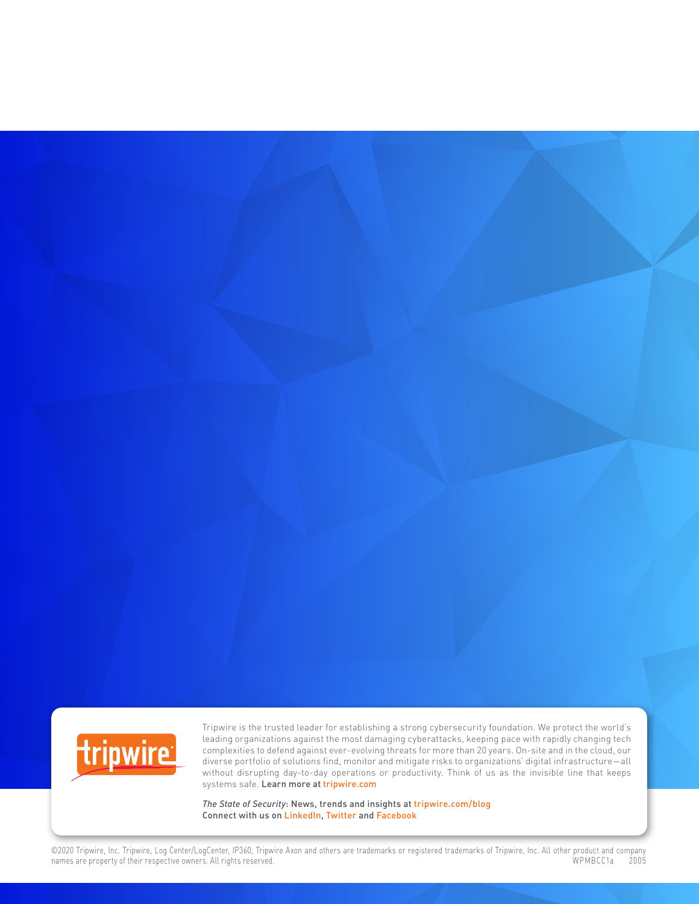Tripwire is the trusted leader for establishing a strong cybersecurity foundation. We protect the world's leading organizations against the most damaging cyberattacks, keeping pace with rapidly changing tech complexities to defend against ever-evolving threats for more than 20 years. On-site and in the cloud, our diverse portfolio of solutions find, monitor and mitigate risks to organizations' digital infrastructure—all without disrupting day-to-day operations or productivity. Think of us as the invisible line that keeps systems safe. **Learn more at tripwire.com**

*The State of Security*: **News, trends and insights at tripwire.com/blog**
**Connect with us on LinkedIn, Twitter and Facebook**

©2020 Tripwire, Inc. Tripwire, Log Center/LogCenter, IP360, Tripwire Axon and others are trademarks or registered trademarks of Tripwire, Inc. All other product and company names are property of their respective owners. All rights reserved. WPMBCC1a 2005